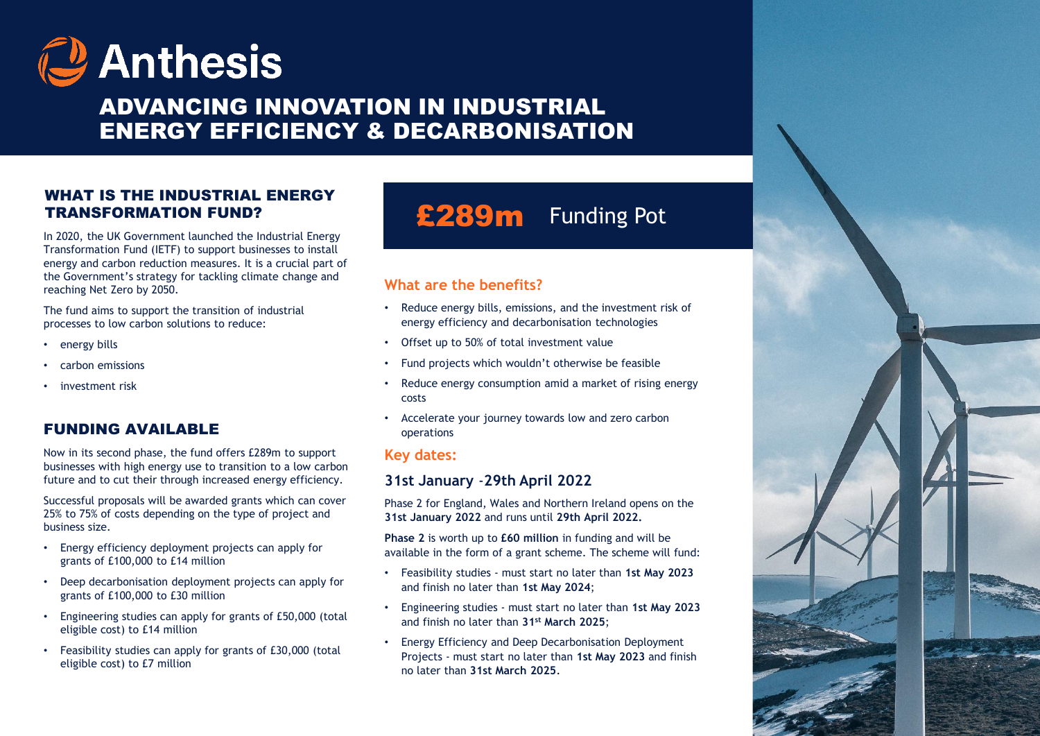# Anthesis

# ADVANCING INNOVATION IN INDUSTRIAL ENERGY EFFICIENCY & DECARBONISATION

## WHAT IS THE INDUSTRIAL ENERGY TRANSFORMATION FUND?

In 2020, the UK Government launched the Industrial Energy Transformation Fund (IETF) to support businesses to install energy and carbon reduction measures. It is a crucial part of the Government's strategy for tackling climate change and reaching Net Zero by 2050.

The fund aims to support the transition of industrial processes to low carbon solutions to reduce:

- energy bills
- carbon emissions
- investment risk

## FUNDING AVAILABLE

Now in its second phase, the fund offers £289m to support businesses with high energy use to transition to a low carbon future and to cut their through increased energy efficiency.

Successful proposals will be awarded grants which can cover 25% to 75% of costs depending on the type of project and business size.

- Energy efficiency deployment projects can apply for grants of £100,000 to £14 million
- Deep decarbonisation deployment projects can apply for grants of £100,000 to £30 million
- Engineering studies can apply for grants of £50,000 (total eligible cost) to £14 million
- Feasibility studies can apply for grants of £30,000 (total eligible cost) to £7 million

## £289m Funding Pot

### What are the benefits?

- Reduce energy bills, emissions, and the investment risk of energy efficiency and decarbonisation technologies
- Offset up to 50% of total investment value
- Fund projects which wouldn't otherwise be feasible
- Reduce energy consumption amid a market of rising energy costs
- Accelerate your journey towards low and zero carbon operations

### Key dates:

### 31st January -29th April 2022

Phase 2 for England, Wales and Northern Ireland opens on the **31st January 2022** and runs until **29th April 2022.**

**Phase 2** is worth up to **£60 million** in funding and will be available in the form of a grant scheme. The scheme will fund:

- Feasibility studies - must start no later than **1st May 2023** and finish no later than **1st May 2024**;
- Engineering studies - must start no later than **1st May 2023** and finish no later than **31st March 2025**;
- Energy Efficiency and Deep Decarbonisation Deployment Projects - must start no later than **1st May 2023** and finish no later than **31st March 2025**.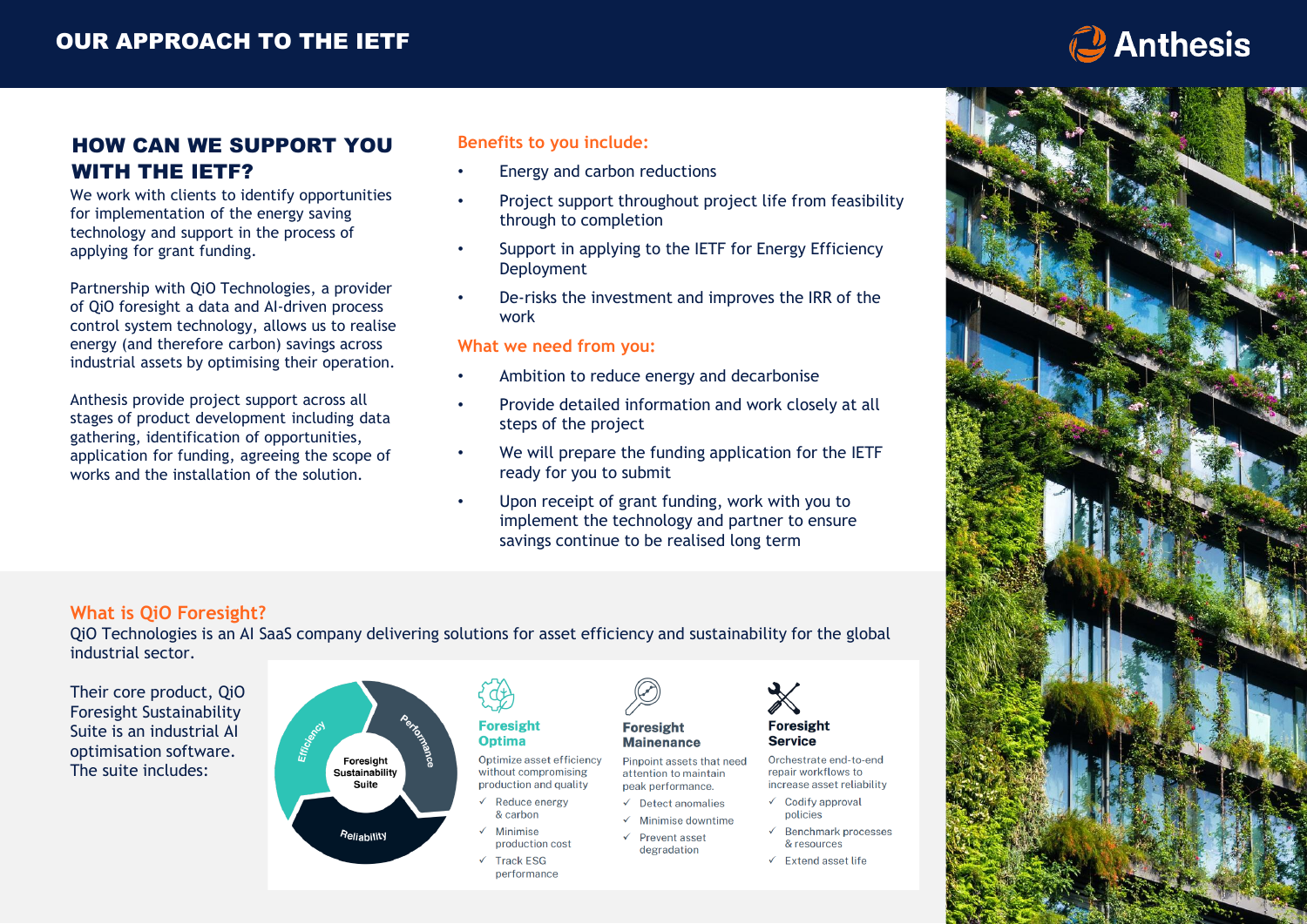# OUR APPROACH TO THE IETF

## HOW CAN WE SUPPORT YOU WITH THE IETF?

We work with clients to identify opportunities for implementation of the energy saving technology and support in the process of applying for grant funding.

Partnership with QiO Technologies, a provider of QiO foresight a data and AI-driven process control system technology, allows us to realise energy (and therefore carbon) savings across industrial assets by optimising their operation.

Anthesis provide project support across all stages of product development including data gathering, identification of opportunities, application for funding, agreeing the scope of works and the installation of the solution.

### Benefits to you include:

- Energy and carbon reductions
- Project support throughout project life from feasibility through to completion
- Support in applying to the IETF for Energy Efficiency Deployment
- De-risks the investment and improves the IRR of the work

### What we need from you:

- Ambition to reduce energy and decarbonise
- Provide detailed information and work closely at all steps of the project
- We will prepare the funding application for the IETF ready for you to submit
- Upon receipt of grant funding, work with you to implement the technology and partner to ensure savings continue to be realised long term

### What is QiO Foresight?

QiO Technologies is an AI SaaS company delivering solutions for asset efficiency and sustainability for the global industrial sector.

Their core product, QiO Foresight Sustainability Suite is an industrial AI optimisation software. The suite includes:

Foresight Sustainability Suite: Efficiency, Performance, Reliability

**Foresight Optima**

Optimize asset efficiency without compromising production and quality

- ✓ Reduce energy & carbon
- ✓ Minimise production cost
- ✓ Track ESG performance

**Foresight Mainenance**

Pinpoint assets that need attention to maintain peak performance.

- ✓ Detect anomalies
- ✓ Minimise downtime
- ✓ Prevent asset degradation

**Foresight Service**

Orchestrate end-to-end repair workflows to increase asset reliability

- ✓ Codify approval policies
- ✓ Benchmark processes & resources
- ✓ Extend asset life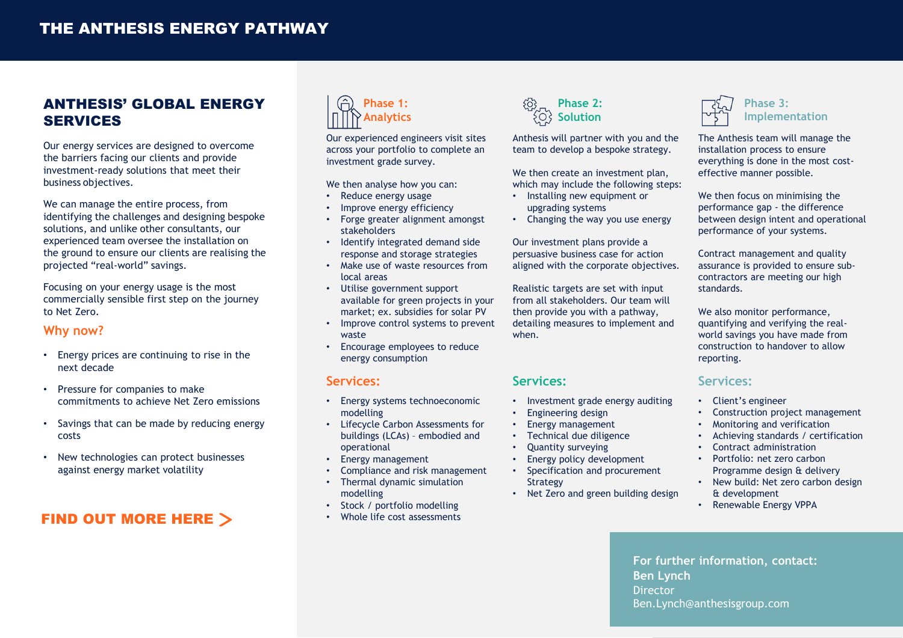# THE ANTHESIS ENERGY PATHWAY

## ANTHESIS' GLOBAL ENERGY SERVICES

Our energy services are designed to overcome the barriers facing our clients and provide investment-ready solutions that meet their business objectives.

We can manage the entire process, from identifying the challenges and designing bespoke solutions, and unlike other consultants, our experienced team oversee the installation on the ground to ensure our clients are realising the projected “real-world” savings.

Focusing on your energy usage is the most commercially sensible first step on the journey to Net Zero.

### Why now?

- Energy prices are continuing to rise in the next decade
- Pressure for companies to make commitments to achieve Net Zero emissions
- Savings that can be made by reducing energy costs
- New technologies can protect businesses against energy market volatility

**FIND OUT MORE HERE >**

### Phase 1: Analytics

Our experienced engineers visit sites across your portfolio to complete an investment grade survey.

We then analyse how you can:

- Reduce energy usage
- Improve energy efficiency
- Forge greater alignment amongst stakeholders
- Identify integrated demand side response and storage strategies
- Make use of waste resources from local areas
- Utilise government support available for green projects in your market; ex. subsidies for solar PV
- Improve control systems to prevent waste
- Encourage employees to reduce energy consumption

#### Services:

- Energy systems technoeconomic modelling
- Lifecycle Carbon Assessments for buildings (LCAs) – embodied and operational
- Energy management
- Compliance and risk management
- Thermal dynamic simulation modelling
- Stock / portfolio modelling
- Whole life cost assessments

### Phase 2: Solution

Anthesis will partner with you and the team to develop a bespoke strategy.

We then create an investment plan, which may include the following steps:

- Installing new equipment or upgrading systems
- Changing the way you use energy

Our investment plans provide a persuasive business case for action aligned with the corporate objectives.

Realistic targets are set with input from all stakeholders. Our team will then provide you with a pathway, detailing measures to implement and when.

#### Services:

- Investment grade energy auditing
- Engineering design
- Energy management
- Technical due diligence
- Quantity surveying
- Energy policy development
- Specification and procurement Strategy
- Net Zero and green building design

### Phase 3: Implementation

The Anthesis team will manage the installation process to ensure everything is done in the most cost-effective manner possible.

We then focus on minimising the performance gap - the difference between design intent and operational performance of your systems.

Contract management and quality assurance is provided to ensure sub-contractors are meeting our high standards.

We also monitor performance, quantifying and verifying the real-world savings you have made from construction to handover to allow reporting.

#### Services:

- Client's engineer
- Construction project management
- Monitoring and verification
- Achieving standards / certification
- Contract administration
- Portfolio: net zero carbon Programme design & delivery
- New build: Net zero carbon design & development
- Renewable Energy VPPA

**For further information, contact:**
**Ben Lynch**
Director
Ben.Lynch@anthesisgroup.com